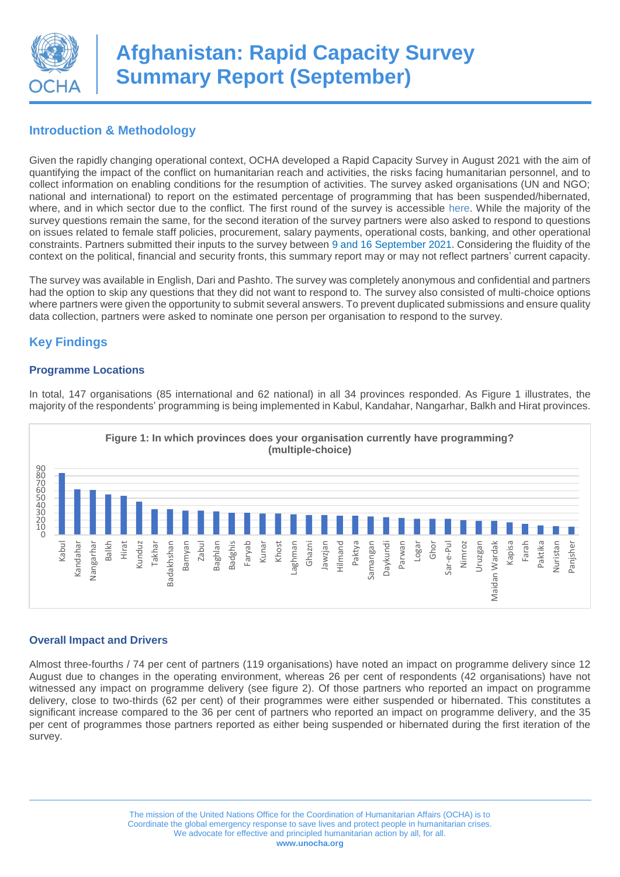# Afghanistan: Rapid Capacity Survey Summary Report (September)

## Introduction & Methodology

Given the rapidly changing operational context, OCHA developed a Rapid Capacity Survey in August 2021 with the aim of quantifying the impact of the conflict on humanitarian reach and activities, the risks facing humanitarian personnel, and to collect information on enabling conditions for the resumption of activities. The survey asked organisations (UN and NGO; national and international) to report on the estimated percentage of programming that has been suspended/hibernated, where, and in which sector due to the conflict. The first round of the survey is accessible here. While the majority of the survey questions remain the same, for the second iteration of the survey partners were also asked to respond to questions on issues related to female staff policies, procurement, salary payments, operational costs, banking, and other operational constraints. Partners submitted their inputs to the survey between 9 and 16 September 2021. Considering the fluidity of the context on the political, financial and security fronts, this summary report may or may not reflect partners' current capacity.

The survey was available in English, Dari and Pashto. The survey was completely anonymous and confidential and partners had the option to skip any questions that they did not want to respond to. The survey also consisted of multi-choice options where partners were given the opportunity to submit several answers. To prevent duplicated submissions and ensure quality data collection, partners were asked to nominate one person per organisation to respond to the survey.

## Key Findings

### Programme Locations

In total, 147 organisations (85 international and 62 national) in all 34 provinces responded. As Figure 1 illustrates, the majority of the respondents' programming is being implemented in Kabul, Kandahar, Nangarhar, Balkh and Hirat provinces.

**Figure 1: In which provinces does your organisation currently have programming? (multiple-choice)**

| Province | Approx. number of organisations |
|---|---|
| Kabul | 84 |
| Kandahar | 62 |
| Nangarhar | 61 |
| Balkh | 55 |
| Hirat | 53 |
| Kunduz | 45 |
| Takhar | 35 |
| Badakhshan | 35 |
| Bamyan | 33 |
| Zabul | 33 |
| Baghlan | 32 |
| Badghis | 30 |
| Faryab | 30 |
| Kunar | 29 |
| Khost | 29 |
| Laghman | 28 |
| Ghazni | 27 |
| Jawzjan | 27 |
| Hilmand | 26 |
| Paktya | 26 |
| Samangan | 25 |
| Daykundi | 24 |
| Parwan | 23 |
| Logar | 22 |
| Ghor | 22 |
| Sar-e-Pul | 22 |
| Nimroz | 20 |
| Uruzgan | 19 |
| Maidan Wardak | 19 |
| Kapisa | 17 |
| Farah | 15 |
| Paktika | 13 |
| Nuristan | 12 |
| Panjsher | 11 |

### Overall Impact and Drivers

Almost three-fourths / 74 per cent of partners (119 organisations) have noted an impact on programme delivery since 12 August due to changes in the operating environment, whereas 26 per cent of respondents (42 organisations) have not witnessed any impact on programme delivery (see figure 2). Of those partners who reported an impact on programme delivery, close to two-thirds (62 per cent) of their programmes were either suspended or hibernated. This constitutes a significant increase compared to the 36 per cent of partners who reported an impact on programme delivery, and the 35 per cent of programmes those partners reported as either being suspended or hibernated during the first iteration of the survey.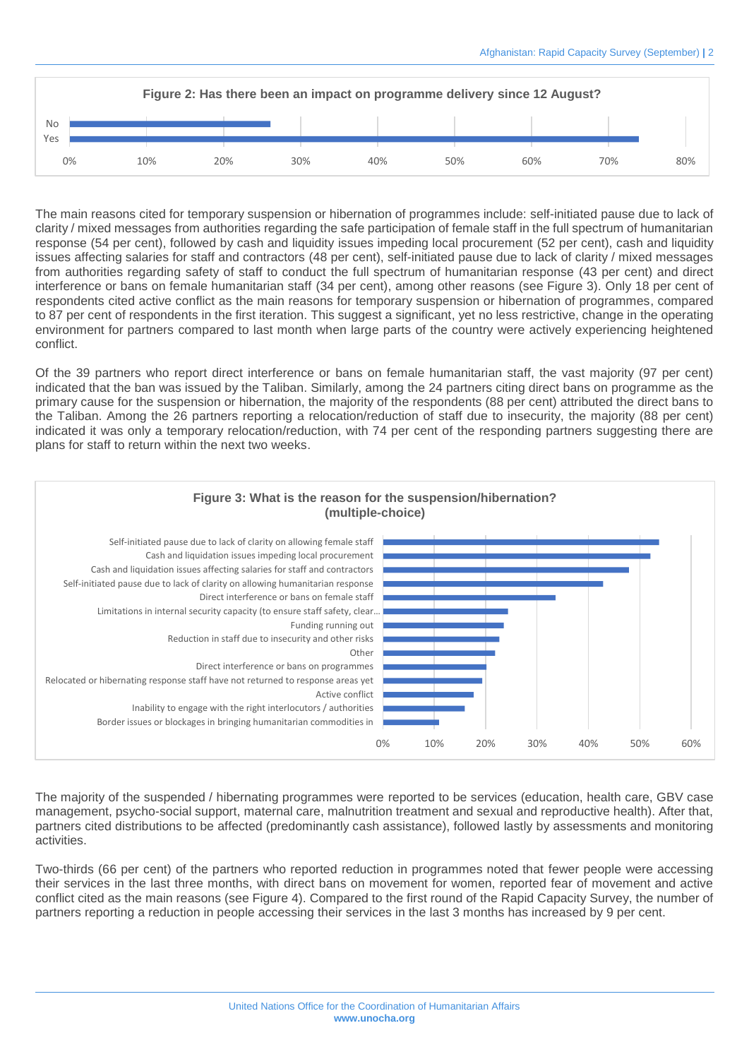**Figure 2: Has there been an impact on programme delivery since 12 August?**

No
Yes

0% 10% 20% 30% 40% 50% 60% 70% 80%

The main reasons cited for temporary suspension or hibernation of programmes include: self-initiated pause due to lack of clarity / mixed messages from authorities regarding the safe participation of female staff in the full spectrum of humanitarian response (54 per cent), followed by cash and liquidity issues impeding local procurement (52 per cent), cash and liquidity issues affecting salaries for staff and contractors (48 per cent), self-initiated pause due to lack of clarity / mixed messages from authorities regarding safety of staff to conduct the full spectrum of humanitarian response (43 per cent) and direct interference or bans on female humanitarian staff (34 per cent), among other reasons (see Figure 3). Only 18 per cent of respondents cited active conflict as the main reasons for temporary suspension or hibernation of programmes, compared to 87 per cent of respondents in the first iteration. This suggest a significant, yet no less restrictive, change in the operating environment for partners compared to last month when large parts of the country were actively experiencing heightened conflict.

Of the 39 partners who report direct interference or bans on female humanitarian staff, the vast majority (97 per cent) indicated that the ban was issued by the Taliban. Similarly, among the 24 partners citing direct bans on programme as the primary cause for the suspension or hibernation, the majority of the respondents (88 per cent) attributed the direct bans to the Taliban. Among the 26 partners reporting a relocation/reduction of staff due to insecurity, the majority (88 per cent) indicated it was only a temporary relocation/reduction, with 74 per cent of the responding partners suggesting there are plans for staff to return within the next two weeks.

**Figure 3: What is the reason for the suspension/hibernation? (multiple-choice)**

Self-initiated pause due to lack of clarity on allowing female staff
Cash and liquidation issues impeding local procurement
Cash and liquidation issues affecting salaries for staff and contractors
Self-initiated pause due to lack of clarity on allowing humanitarian response
Direct interference or bans on female staff
Limitations in internal security capacity (to ensure staff safety, clear...
Funding running out
Reduction in staff due to insecurity and other risks
Other
Direct interference or bans on programmes
Relocated or hibernating response staff have not returned to response areas yet
Active conflict
Inability to engage with the right interlocutors / authorities
Border issues or blockages in bringing humanitarian commodities in

0% 10% 20% 30% 40% 50% 60%

The majority of the suspended / hibernating programmes were reported to be services (education, health care, GBV case management, psycho-social support, maternal care, malnutrition treatment and sexual and reproductive health). After that, partners cited distributions to be affected (predominantly cash assistance), followed lastly by assessments and monitoring activities.

Two-thirds (66 per cent) of the partners who reported reduction in programmes noted that fewer people were accessing their services in the last three months, with direct bans on movement for women, reported fear of movement and active conflict cited as the main reasons (see Figure 4). Compared to the first round of the Rapid Capacity Survey, the number of partners reporting a reduction in people accessing their services in the last 3 months has increased by 9 per cent.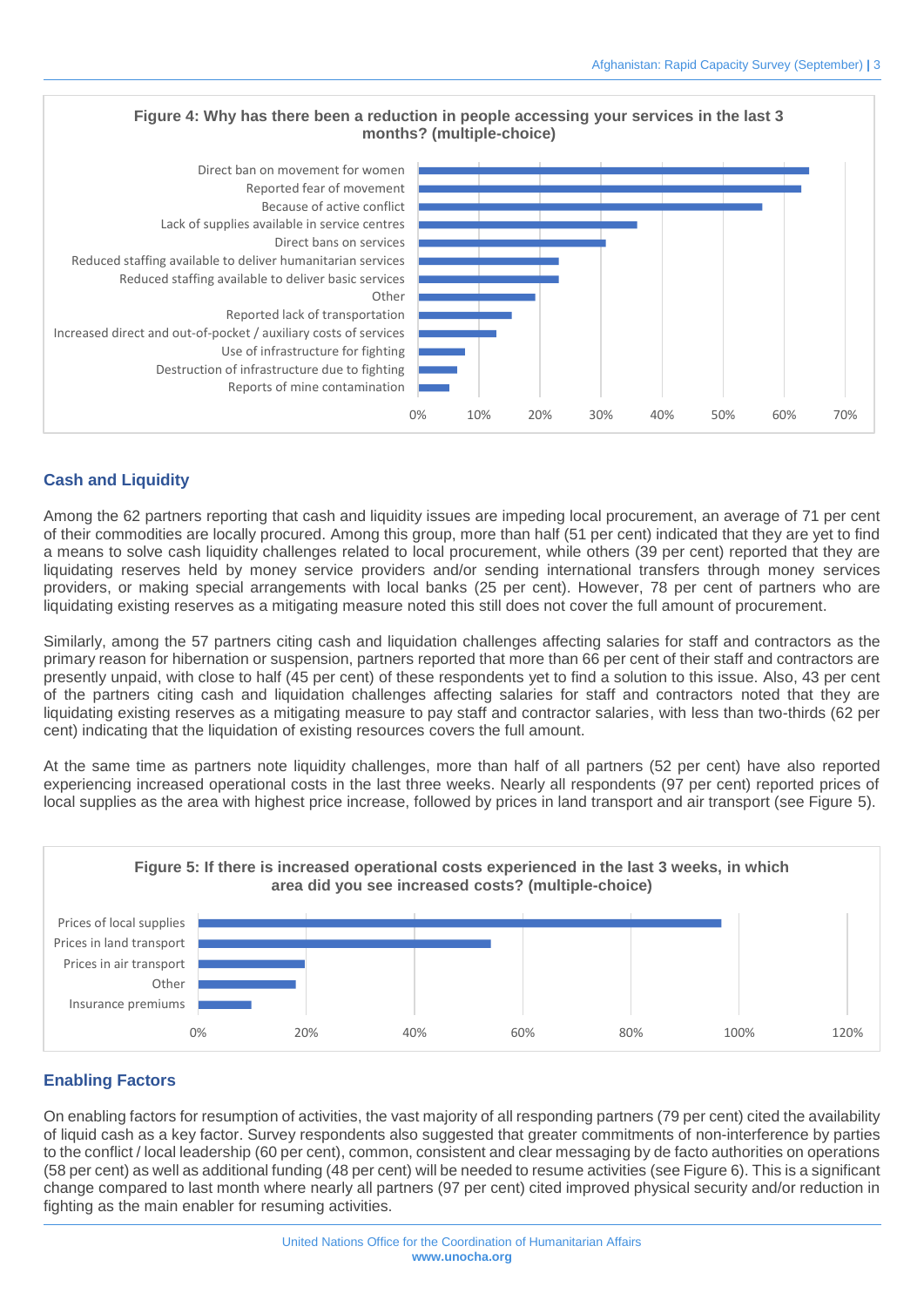**Figure 4: Why has there been a reduction in people accessing your services in the last 3 months? (multiple-choice)**

**Cash and Liquidity**

Among the 62 partners reporting that cash and liquidity issues are impeding local procurement, an average of 71 per cent of their commodities are locally procured. Among this group, more than half (51 per cent) indicated that they are yet to find a means to solve cash liquidity challenges related to local procurement, while others (39 per cent) reported that they are liquidating reserves held by money service providers and/or sending international transfers through money services providers, or making special arrangements with local banks (25 per cent). However, 78 per cent of partners who are liquidating existing reserves as a mitigating measure noted this still does not cover the full amount of procurement.

Similarly, among the 57 partners citing cash and liquidation challenges affecting salaries for staff and contractors as the primary reason for hibernation or suspension, partners reported that more than 66 per cent of their staff and contractors are presently unpaid, with close to half (45 per cent) of these respondents yet to find a solution to this issue. Also, 43 per cent of the partners citing cash and liquidation challenges affecting salaries for staff and contractors noted that they are liquidating existing reserves as a mitigating measure to pay staff and contractor salaries, with less than two-thirds (62 per cent) indicating that the liquidation of existing resources covers the full amount.

At the same time as partners note liquidity challenges, more than half of all partners (52 per cent) have also reported experiencing increased operational costs in the last three weeks. Nearly all respondents (97 per cent) reported prices of local supplies as the area with highest price increase, followed by prices in land transport and air transport (see Figure 5).

**Figure 5: If there is increased operational costs experienced in the last 3 weeks, in which area did you see increased costs? (multiple-choice)**

**Enabling Factors**

On enabling factors for resumption of activities, the vast majority of all responding partners (79 per cent) cited the availability of liquid cash as a key factor. Survey respondents also suggested that greater commitments of non-interference by parties to the conflict / local leadership (60 per cent), common, consistent and clear messaging by de facto authorities on operations (58 per cent) as well as additional funding (48 per cent) will be needed to resume activities (see Figure 6). This is a significant change compared to last month where nearly all partners (97 per cent) cited improved physical security and/or reduction in fighting as the main enabler for resuming activities.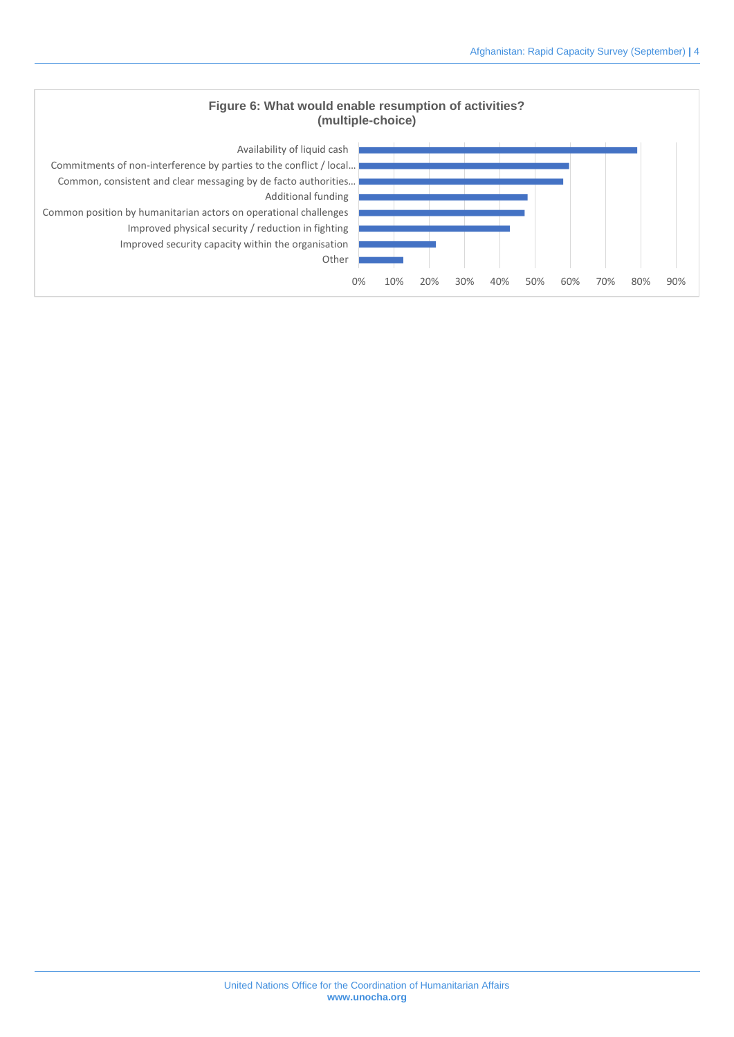**Figure 6: What would enable resumption of activities? (multiple-choice)**

Availability of liquid cash

Commitments of non-interference by parties to the conflict / local...

Common, consistent and clear messaging by de facto authorities...

Additional funding

Common position by humanitarian actors on operational challenges

Improved physical security / reduction in fighting

Improved security capacity within the organisation

Other

0% 10% 20% 30% 40% 50% 60% 70% 80% 90%